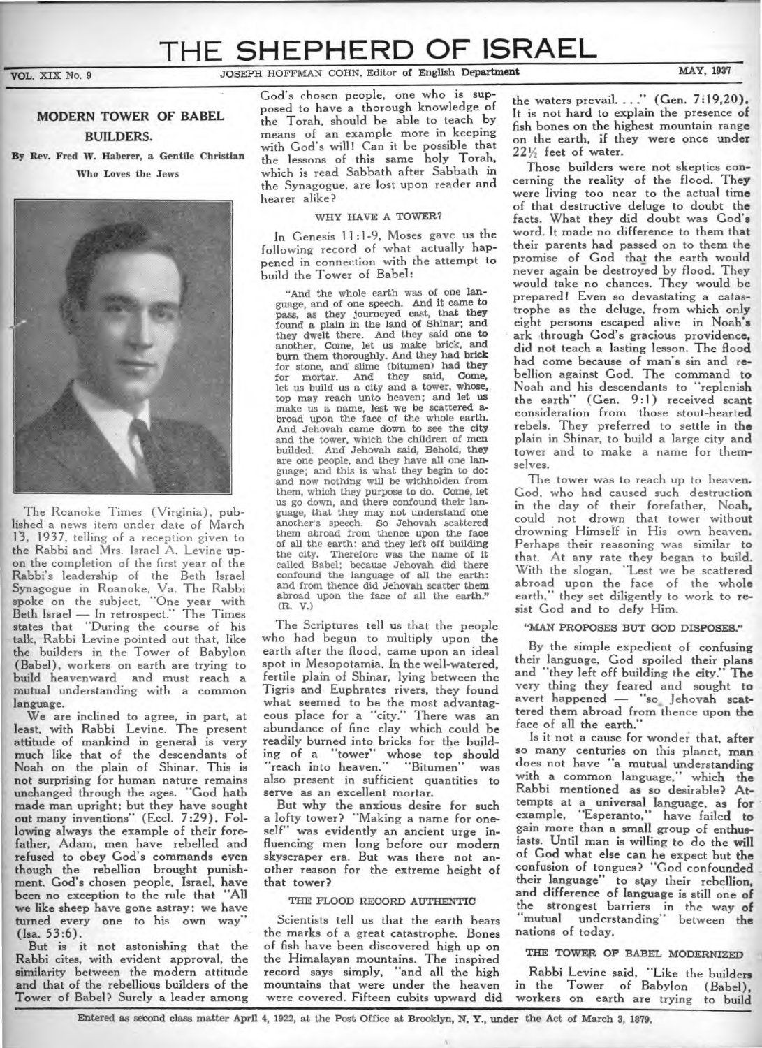# THE SHEPHERD OF ISRAEL

VOL. XIX No. 9 — JOSEPH HOFFMAN COHN, Editor of English Department — MAY, 1937

## MODERN TOWER OF BABEL BUILDERS.

By Rev. Fred W. Haberer, a Gentile Christian Who Loves the Jews

The Roanoke Times (Virginia), published a news item under date of March 13, 1937, telling of a reception given to the Rabbi and Mrs. Israel A. Levine upon the completion of the first year of the Rabbi's leadership of the Beth Israel Synagogue in Roanoke, Va. The Rabbi spoke on the subject, "One year with Beth Israel — In retrospect." The Times states that "During the course of his talk, Rabbi Levine pointed out that, like the builders in the Tower of Babylon (Babel), workers on earth are trying to build heavenward and must reach a mutual understanding with a common language.

We are inclined to agree, in part, at least, with Rabbi Levine. The present attitude of mankind in general is very much like that of the descendants of Noah on the plain of Shinar. This is not surprising for human nature remains unchanged through the ages. "God hath made man upright; but they have sought out many inventions" (Eccl. 7:29). Following always the example of their forefather, Adam, men have rebelled and refused to obey God's commands even though the rebellion brought punishment. God's chosen people, Israel, have been no exception to the rule that "All we like sheep have gone astray; we have turned every one to his own way" (Isa. 53:6).

But is it not astonishing that the Rabbi cites, with evident approval, the similarity between the modern attitude and that of the rebellious builders of the Tower of Babel? Surely a leader among God's chosen people, one who is supposed to have a thorough knowledge of the Torah, should be able to teach by means of an example more in keeping with God's will! Can it be possible that the lessons of this same holy Torah, which is read Sabbath after Sabbath in the Synagogue, are lost upon reader and hearer alike?

### WHY HAVE A TOWER?

In Genesis 11:1-9, Moses gave us the following record of what actually happened in connection with the attempt to build the Tower of Babel:

> "And the whole earth was of one language, and of one speech. And it came to pass, as they journeyed east, that they found a plain in the land of Shinar; and they dwelt there. And they said one to another, Come, let us make brick, and burn them thoroughly. And they had brick for stone, and slime (bitumen) had they for mortar. And they said, Come, let us build us a city and a tower, whose top may reach unto heaven; and let us make us a name, lest we be scattered abroad upon the face of the whole earth. And Jehovah came down to see the city and the tower, which the children of men builded. And Jehovah said, Behold, they are one people, and they have all one language; and this is what they begin to do: and now nothing will be withholden from them, which they purpose to do. Come, let us go down, and there confound their language, that they may not understand one another's speech. So Jehovah scattered them abroad from thence upon the face of all the earth: and they left off building the city. Therefore was the name of it called Babel; because Jehovah did there confound the language of all the earth: and from thence did Jehovah scatter them abroad upon the face of all the earth." (R. V.)

The Scriptures tell us that the people who had begun to multiply upon the earth after the flood, came upon an ideal spot in Mesopotamia. In the well-watered, fertile plain of Shinar, lying between the Tigris and Euphrates rivers, they found what seemed to be the most advantageous place for a "city." There was an abundance of fine clay which could be readily burned into bricks for the building of a "tower" whose top should "reach into heaven." "Bitumen" was also present in sufficient quantities to serve as an excellent mortar.

But why the anxious desire for such a lofty tower? "Making a name for oneself" was evidently an ancient urge influencing men long before our modern skyscraper era. But was there not another reason for the extreme height of that tower?

### THE FLOOD RECORD AUTHENTIC

Scientists tell us that the earth bears the marks of a great catastrophe. Bones of fish have been discovered high up on the Himalayan mountains. The inspired record says simply, "and all the high mountains that were under the heaven were covered. Fifteen cubits upward did the waters prevail. . . ." (Gen. 7:19,20). It is not hard to explain the presence of fish bones on the highest mountain range on the earth, if they were once under 22½ feet of water.

Those builders were not skeptics concerning the reality of the flood. They were living too near to the actual time of that destructive deluge to doubt the facts. What they did doubt was God's word. It made no difference to them that their parents had passed on to them the promise of God that the earth would never again be destroyed by flood. They would take no chances. They would be prepared! Even so devastating a catastrophe as the deluge, from which only eight persons escaped alive in Noah's ark through God's gracious providence, did not teach a lasting lesson. The flood had come because of man's sin and rebellion against God. The command to Noah and his descendants to "replenish the earth" (Gen. 9:1) received scant consideration from those stout-hearted rebels. They preferred to settle in the plain in Shinar, to build a large city and tower and to make a name for themselves.

The tower was to reach up to heaven. God, who had caused such destruction in the day of their forefather, Noah, could not drown that tower without drowning Himself in His own heaven. Perhaps their reasoning was similar to that. At any rate they began to build. With the slogan, "Lest we be scattered abroad upon the face of the whole earth," they set diligently to work to resist God and to defy Him.

### "MAN PROPOSES BUT GOD DISPOSES."

By the simple expedient of confusing their language, God spoiled their plans and "they left off building the city." The very thing they feared and sought to avert happened — "so Jehovah scattered them abroad from thence upon the face of all the earth."

Is it not a cause for wonder that, after so many centuries on this planet, man does not have "a mutual understanding with a common language," which the Rabbi mentioned as so desirable? Attempts at a universal language, as for example, "Esperanto," have failed to gain more than a small group of enthusiasts. Until man is willing to do the will of God what else can he expect but the confusion of tongues? "God confounded their language" to stay their rebellion, and difference of language is still one of the strongest barriers in the way of "mutual understanding" between the nations of today.

### THE TOWER OF BABEL MODERNIZED

Rabbi Levine said, "Like the builders in the Tower of Babylon (Babel), workers on earth are trying to build

Entered as second class matter April 4, 1922, at the Post Office at Brooklyn, N. Y., under the Act of March 3, 1879.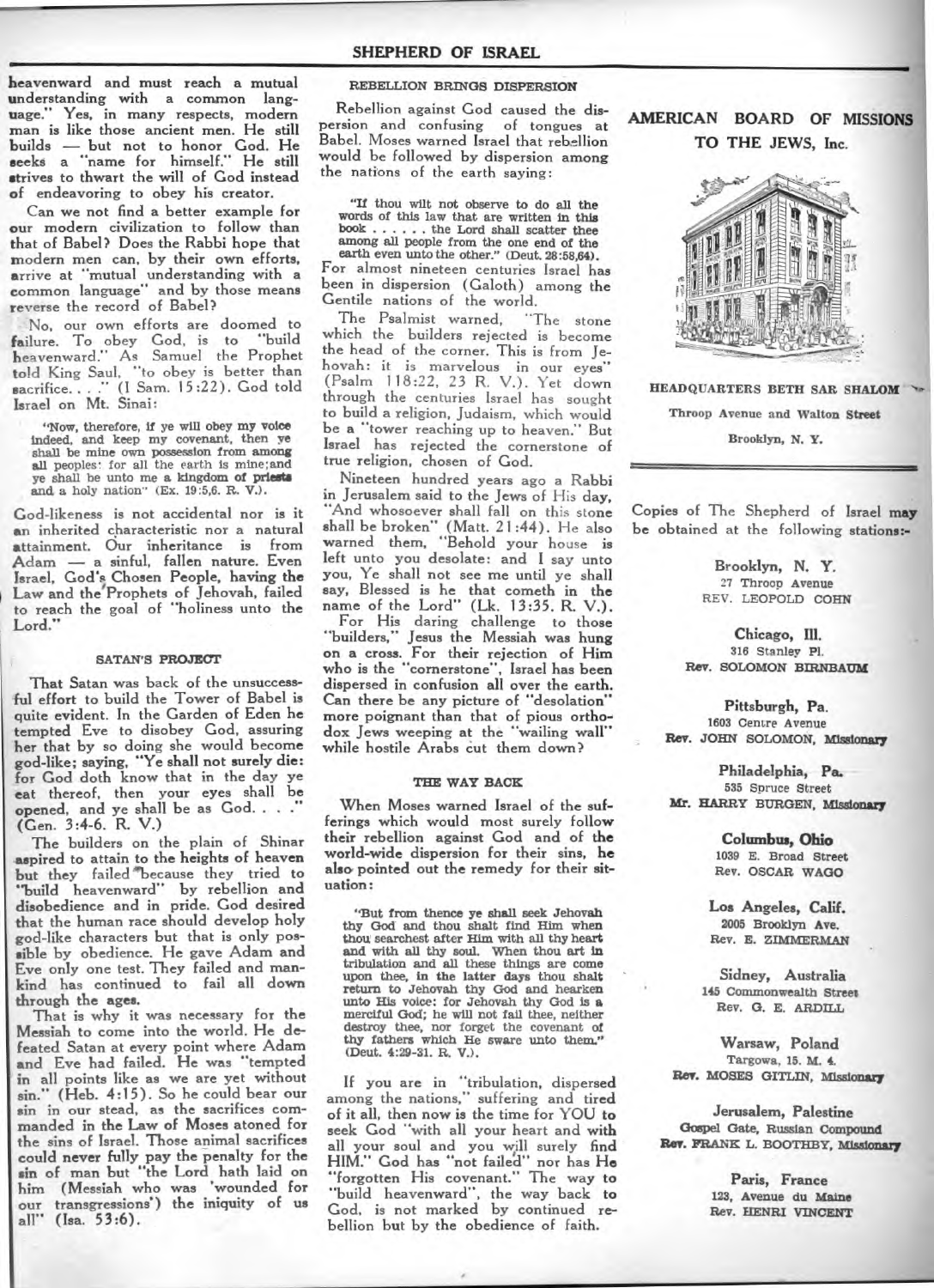heavenward and must reach a mutual understanding with a common language." Yes, in many respects, modern man is like those ancient men. He still builds — but not to honor God. He seeks a "name for himself." He still strives to thwart the will of God instead of endeavoring to obey his creator.

Can we not find a better example for our modern civilization to follow than that of Babel? Does the Rabbi hope that modern men can, by their own efforts, arrive at "mutual understanding with a common language" and by those means reverse the record of Babel?

No, our own efforts are doomed to failure. To obey God, is to "build heavenward." As Samuel the Prophet told King Saul, "to obey is better than sacrifice. . . ." (I Sam. 15:22). God told Israel on Mt. Sinai:

> "Now, therefore, if ye will obey my voice indeed, and keep my covenant, then ye shall be mine own possession from among all peoples: for all the earth is mine; and ye shall be unto me a kingdom of priests and a holy nation" (Ex. 19:5,6. R. V.).

God-likeness is not accidental nor is it an inherited characteristic nor a natural attainment. Our inheritance is from Adam — a sinful, fallen nature. Even Israel, God's Chosen People, having the Law and the Prophets of Jehovah, failed to reach the goal of "holiness unto the Lord."

### SATAN'S PROJECT

That Satan was back of the unsuccessful effort to build the Tower of Babel is quite evident. In the Garden of Eden he tempted Eve to disobey God, assuring her that by so doing she would become god-like; saying, "Ye shall not surely die: for God doth know that in the day ye eat thereof, then your eyes shall be opened, and ye shall be as God. . . ." (Gen. 3:4-6. R. V.)

The builders on the plain of Shinar aspired to attain to the heights of heaven but they failed because they tried to "build heavenward" by rebellion and disobedience and in pride. God desired that the human race should develop holy god-like characters but that is only possible by obedience. He gave Adam and Eve only one test. They failed and mankind has continued to fail all down through the ages.

That is why it was necessary for the Messiah to come into the world. He defeated Satan at every point where Adam and Eve had failed. He was "tempted in all points like as we are yet without sin." (Heb. 4:15). So he could bear our sin in our stead, as the sacrifices commanded in the Law of Moses atoned for the sins of Israel. Those animal sacrifices could never fully pay the penalty for the sin of man but "the Lord hath laid on him (Messiah who was 'wounded for our transgressions') the iniquity of us all" (Isa. 53:6).

### REBELLION BRINGS DISPERSION

Rebellion against God caused the dispersion and confusing of tongues at Babel. Moses warned Israel that rebellion would be followed by dispersion among the nations of the earth saying:

> "If thou wilt not observe to do all the words of this law that are written in this book . . . . . . the Lord shall scatter thee among all people from the one end of the earth even unto the other." (Deut. 28:58,64).

For almost nineteen centuries Israel has been in dispersion (Galoth) among the Gentile nations of the world.

The Psalmist warned, "The stone which the builders rejected is become the head of the corner. This is from Jehovah: it is marvelous in our eyes" (Psalm 118:22, 23 R. V.). Yet down through the centuries Israel has sought to build a religion, Judaism, which would be a "tower reaching up to heaven." But Israel has rejected the cornerstone of true religion, chosen of God.

Nineteen hundred years ago a Rabbi in Jerusalem said to the Jews of His day, "And whosoever shall fall on this stone shall be broken" (Matt. 21:44). He also warned them, "Behold your house is left unto you desolate: and I say unto you, Ye shall not see me until ye shall say, Blessed is he that cometh in the name of the Lord" (Lk. 13:35. R. V.).

For His daring challenge to those "builders," Jesus the Messiah was hung on a cross. For their rejection of Him who is the "cornerstone", Israel has been dispersed in confusion all over the earth. Can there be any picture of "desolation" more poignant than that of pious orthodox Jews weeping at the "wailing wall" while hostile Arabs cut them down?

### THE WAY BACK

When Moses warned Israel of the sufferings which would most surely follow their rebellion against God and of the world-wide dispersion for their sins, he also pointed out the remedy for their situation:

> "But from thence ye shall seek Jehovah thy God and thou shalt find Him when thou searchest after Him with all thy heart and with all thy soul. When thou art in tribulation and all these things are come upon thee, in the latter days thou shalt return to Jehovah thy God and hearken unto His voice: for Jehovah thy God is a merciful God; he will not fail thee, neither destroy thee, nor forget the covenant of thy fathers which He sware unto them." (Deut. 4:29-31. R. V.).

If you are in "tribulation, dispersed among the nations," suffering and tired of it all, then now is the time for YOU to seek God "with all your heart and with all your soul and you will surely find HIM." God has "not failed" nor has He "forgotten His covenant." The way to "build heavenward", the way back to God, is not marked by continued rebellion but by the obedience of faith.

## AMERICAN BOARD OF MISSIONS TO THE JEWS, Inc.

HEADQUARTERS BETH SAR SHALOM

Throop Avenue and Walton Street

Brooklyn, N. Y.

Copies of The Shepherd of Israel may be obtained at the following stations:-

**Brooklyn, N. Y.**
27 Throop Avenue
REV. LEOPOLD COHN

**Chicago, Ill.**
316 Stanley Pl.
Rev. SOLOMON BIRNBAUM

**Pittsburgh, Pa.**
1603 Centre Avenue
Rev. JOHN SOLOMON, Missionary

**Philadelphia, Pa.**
535 Spruce Street
Mr. HARRY BURGEN, Missionary

**Columbus, Ohio**
1039 E. Broad Street
Rev. OSCAR WAGO

**Los Angeles, Calif.**
2005 Brooklyn Ave.
Rev. E. ZIMMERMAN

**Sidney, Australia**
145 Commonwealth Street
Rev. G. E. ARDILL

**Warsaw, Poland**
Targowa, 15. M. 4.
Rev. MOSES GITLIN, Missionary

**Jerusalem, Palestine**
Gospel Gate, Russian Compound
Rev. FRANK L. BOOTHBY, Missionary

**Paris, France**
123, Avenue du Maine
Rev. HENRI VINCENT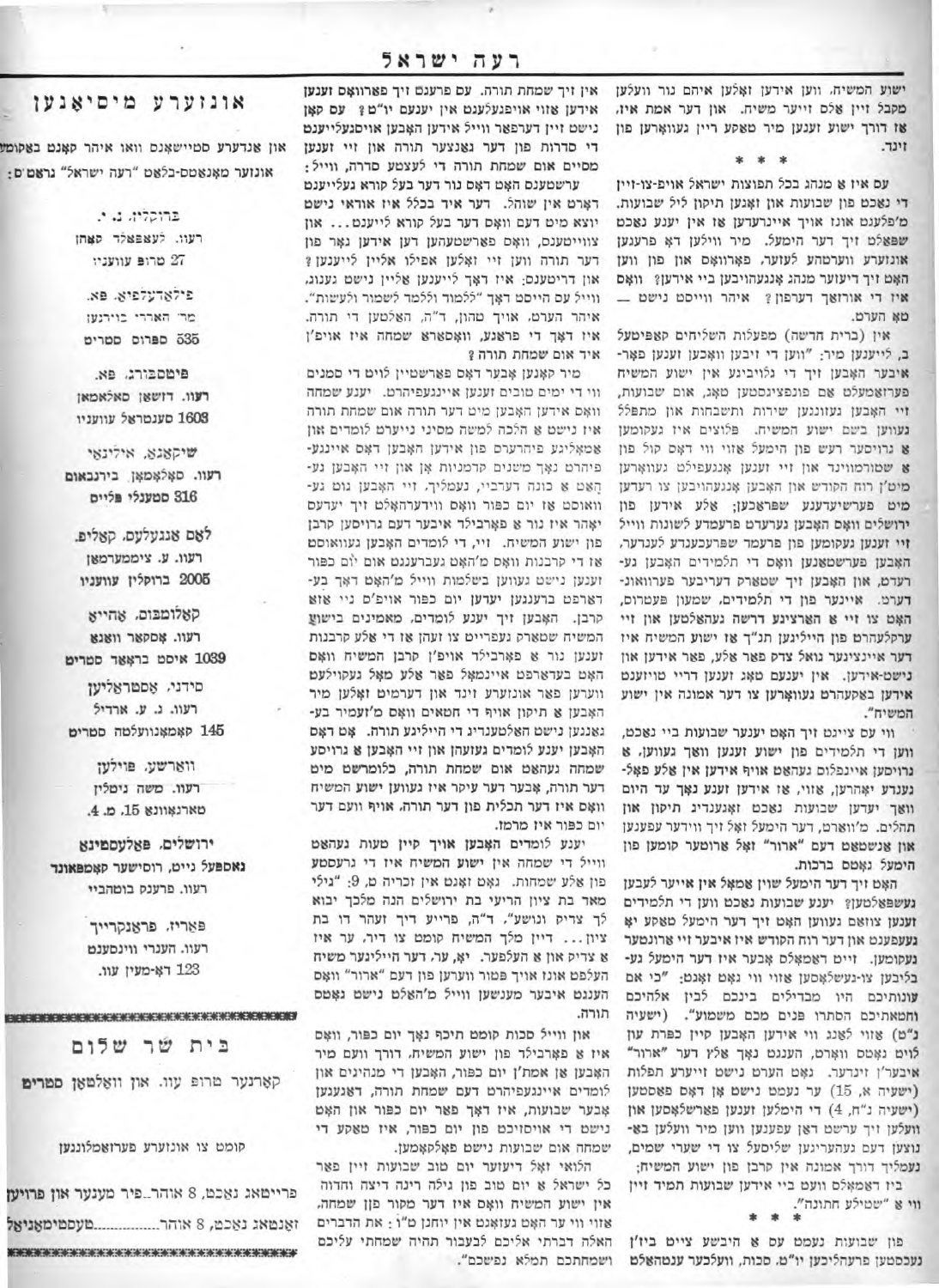ישוע המשיח. ווען אידען זאָלען איהם נור וועלען מקבל זיין אַלס זייער משיח. און דער אמת איז, אַז דורך ישוע זענען מיר טאַקע ריין געוואָרען פון זינד.

\* \* \*

עס איז אַ מנהג בכל תפוצות ישראל אויף־צו־זיין די נאַכט פון שבועות און זאָגען תיקון ליל שבועות. מ'פלעגט אונז אויך איינרעדען אַז אין יענע נאַכט שפּאַלט זיך דער הימעל. מיר ווילען דאָ פרעגען אונזערע ווערטהע לעזער, פאַרוואָס און פון ווען האָט זיך דיעזער מנהג אָנגעהויבען ביי אידען? וואָס איז די אורזאַך דערפון? איהר ווייסט נישט — טאָ הערט.

אין (ברית חדשה) מפעולות השליחים קאַפּיטעל ב, לייענען מיר: "ווען די זיבען וואָכען זענען פאַר־איבער האָבען זיך די גלויביגע אין ישוע המשיח פערזאַמעלט פאַר פּענטיקאָסט טאָג, אום שבועות, זיי האָבען געזונגען שירות ותשבחות און מתפּלל געווען בשם ישוע המשיח. פּלוצים איז געקומען אַ גרויסער רעש פון הימעל אַזוי ווי דאָס קול פון אַ שטורעמווינד און זיי זענען אָנגעפילט געוואָרען מיט'ן רוח הקודש און האָבען אָנגעהויבען צו רעדען מיט פערשיעדענע שפּראַכען; אַלע אידען פון ירושלים וואָס האָבען געהערט פרעמדע לשונות ווייל זיי זענען געקומען פון פרעמדע שפּראַכענדע לענדער, האָבען פערשטאַנען וואָס די תלמידים האָבען גע־רעדט, און האָבען זיך שטאַרק דעריבער פערוואונ־דערט. איינער פון די תלמידים, שמעון פעטרוס, האָט צו זיי אַ הארציגע דרשה געהאַלטען און זיי ערקלעהרט פון הייליגען תנ"ך אַז ישוע המשיח איז דער איינציגער גואל צדק פאַר אַלע, פאַר אידען און נישט־אידען. אין יענעם טאָג זענען דריי טויזענט אידען באַקעהרט געוואָרען צו דער אמונה אין ישוע המשיח".

ווי עס ציינט זיך האָט יענער שבועות ביי נאַכט, ווען די תלמידים פון ישוע זענען וואַך געווען, אַ גרויסען איינפלוס געהאַט אויף אידען און אַלע פאָל־גענדע יאָהרען, אַזוי, אַז אידען זענען נאָך עד היום וואַך יעדען שבועות נאַכט און זאָגענדיג תיקון און תהלים. מ'וואַרט, דער הימעל זאָל זיך ווידער עפענען און אנשטאָט דעם "ארור" זאָל אַרונטער קומען פון הימעל נאָר ברכות.

האָט זיך דער הימעל שוין אַמאָל אין אייער לעבען געשפּאָלטען? יענע שבועות נאַכט ווען די תלמידים זענען צוזאַמען געווען האָט זיך דער הימעל טאַקע יאָ געעפענט און דער רוח הקודש איז איבער זיי אַרונטער געקומען. זייט דאַמאָלס אָבער איז דער הימעל גע־בליבען צו־געשלאָסען אַזוי ווי גאָט זאָגט: "כי אם עונותיכם היו מבדילים ביניכם לבין אלהיכם וחטאתיכם הסתירו פנים מכם משמוע". (ישעיה נ"ט) אַזוי לאַנג ווי אידען האָבען קיין כפּרת עון לוים גאָט'ס ווערט, הענגט נאָך אַלץ דער "ארור" איבער'ן זינדער. גאָט הערט נישט זייערע תפלות (ישעיה א, 15) ער נעמט נישט אָן דאָס פאַסטען (ישעיה נ"ח, 4) די הימלען זענען פערשלאָסען און וועלען זיך ערשט דאַן עפענען ווען מיר וועלען באַ־נוצען דעם נעהעריגען שליסעל צו די שערי שמים, נעמליך דורך אמונה אין קרבן פון ישוע המשיח;

ביז דאַמאָלס וועט ביי אידען שבועות תמיד זיין ווי אַ "שטילע חתונה".

\* \* \*

פון שבועות נעמט עס אַ היבשע צייט ביז'ן נעקסטען פרעהליכען יו"ט. סכות, וועלכער ענטהאַלט אין זיך שמחת תורה. עס פרעגט זיך פאַרוואָס זענען אידען אַזוי אויפגעלעבט אין יענעם יו"ט? עס קאָן נישט זיין דערפאַר ווייל אידען האָבען אויסגעלייענט די סדרות פון דער גאַנצער תורה און זיי זענען מסיים אום שמחת תורה די לעצטע סדרה, ווייל:

ערשטענס האָט דאָס נור דער בעל קורא געלייענט דאָרט אין שוהל. דער איד בכלל איז אוודאי נישט יוצא מיט דעם וואָס דער בעל קורא לייענט... און צווייטענס, וואָס פאַרשטעהען דען אידען גאָר פון דער תורה ווען זיי זאָלען אפילו אַליין לייענען? און דריטענס: איז דאָך לייענען אַליין נישט גענוג, ווייל עס הייסט דאָך "ללמוד וללמד לשמור ולעשות". איהר הערט, אויך טהוען, ד"ה, האַלטען די תורה. איז דאָך די פראַגע, וואָסערא שמחה איז אויף'ן איד אום שמחת תורה?

מיר קאָנען אָבער דאָס פאַרשטיין לויט די סמנים ווי די ימים טובים זענען איינגעפיהרט. יענע שמחה וואָס אידען האָבען מיט דער תורה אום שמחת תורה איז נישט אַ הלכה למשה מסיני נייערט לומדים און אַמאָליגע פיהרער פון אידען האָבען דאָס איינגע־פיהרט נאָך משנים קדמוניות אָן און זיי האָבען גע־האַט אַ כוונה דערביי, נעמליך, זיי האָבען גוט גע־וואוסט אַז יום כפּור וואָס ווידערהאָלט זיך יעדעס יאָהר איז נור אַ פאָרבילד איבער דעם גרויסען קרבן פון ישוע המשיח. זיי, די לומדים האָבען געוואוסט אַז די קרבנות וואָס מ'האָט געבראַכט אום יום כפּור זענען נישט געווען בשלמות ווייל מ'האָט זיי בע־דאַרפט ברענגען יעדען יום כפּור אויפ'ס ניי אַזא קרבן. האָבען זיך יענע לומדים, מאמינים בישוע המשיח שטאַרק געפרייט צו זעהן אַז די אַלע קרבנות זענען נור אַ פאָרבילד אויפ'ן קרבן המשיח וואָס האָט בעדאַרפט איינמאָל פאַר אַלע מאָל געקורבנט ווערען פאַר אונזערע זינד און דערמיט זאָלען מיר האָבען אַ תיקון אויף די חטאים וואָס מ'זענען בע־גאַנגען נישט האַלטענדיג די הייליגע תורה. אָט דאָס האָבען יענע לומדים געזעהן און זיי האָבען אַ גרויסע שמחה געהאַט אום שמחת תורה, כלומרשט מיט דער תורה, אָבער דער עיקר איז געווען ישוע המשיח וואָס איז דער תכלית פון דער תורה. אויף וועם דער יום כפּור איז מרמז.

יענע לומדים האָבען אויך קיין טעות נעהאַט ווייל די שמחה פון ישוע המשיח איז די גרעסטע פון אַלע שמחות. גאָט זאָגט אין זכריה ט, 9: "גילי מאד בת ציון הריעי בת ירושלים הנה מלכך יבוא לך צדיק ונושע", ד"ה, פרייע דיך זעהר דו בת ציון... דיין מלך המשיח קומט צו דיר. ער איז אַ צדיק און אַ העלפער. יאָ, ער, דער הייליגער משיח העלפט אונז אויך פטור ווערען פון דעם "ארור" וואָס הענגט איבער מענשען ווייל מ'האַלט נישט גאָט'ס תורה.

און ווייל סכות קומט תיכף נאָך יום כפּור, וואָס איז אַ פאָרבילד פון ישוע המשיח. דורך וועם מיר האָבען אַן אמת'ן יום כפּור, האָבען די מנהיגים און לומדים איינגעפיהרט דעם שמחת תורה, דאַגעגען אָבער שבועות, איז דאָך פאַר יום כפּור און האָט נישט די אויסזיכט פון יום כפּור, איז טאַקע די שמחה אום שבועות נישט פאָלקאָמען.

הלואי זאָל דיעזער יום טוב שבועות זיין פאַר כל ישראל אַ יום טוב גילה רינה דיצה וחדוה אין ישוע המשיח וואָס איז דער מקור פון שמחה, אַזוי ווי ער האָט געזאָגט אין יוחנן ט"ו: את הדברים האלה דברתי אליכם לבעבור תהיה שמחתי עליכם ושמחתכם תמלא נפשכם".

## אונזערע מיסיאָנען

און אנדערע סטיישאַנס וואו איהר קאָנט באַקומען אונזער מאָנאַטס־בלאַט "רעה ישראל" גראַטיס:

ברוקלין, נ. י.
רעוו. לעאָפּאָלד קאָהן
27 טרופּ עוועניו

פילאַדעלפיא. פּאַ.
מר' האַררי בוירגין
535 ספּרוס סטריט

פּיטסבורג, פּאַ.
רעוו. דזשאָן סאָלאָמאָן
1608 סענטראַל עוועניו

שיקאַגאָ, אילינאי
רעוו. סאָלאָמאָן בירנבאום
316 סטענלי פּליים

לאָס אנגעלעס, קאַליפ.
רעוו. ע. צימערמאַן
2005 ברוקלין עוועניו

קאָלומבוס, אָהייאָ
רעוו. אָסקאַר וואַגנ
1039 איסט בראָד סטריט

סידני, אַסטראַליען
רעוו. ג. ע. אַרדיל
145 קאָמאָנוועלטה סטריט

וואַרשע. פּוילען
רעוו. משה גיטלין
טאַרנאָוונע 15. מ. 4.

ירושלים, פּאַלעסטינאַ
נאַטפּאַל נייט, רוסישער קאָמפּאַונד
רעוו. פרענק בוטהביי

פּאַריז. פראַנקרייך
רעוו. הענרי ווינסענט
123 דאַ־מעין עוו.

## בית שר שלום

קאָרנער טרופּ עוו. און וואַלטאָן סטריט

קומט צו אונזערע פערזאַמלונגען

פרייטאָג נאַכט, 8 אוהר...פיר מענער און פרויען
זאָנטאָג נאַכט, 8 אוהר...........טעסטימאָניאַל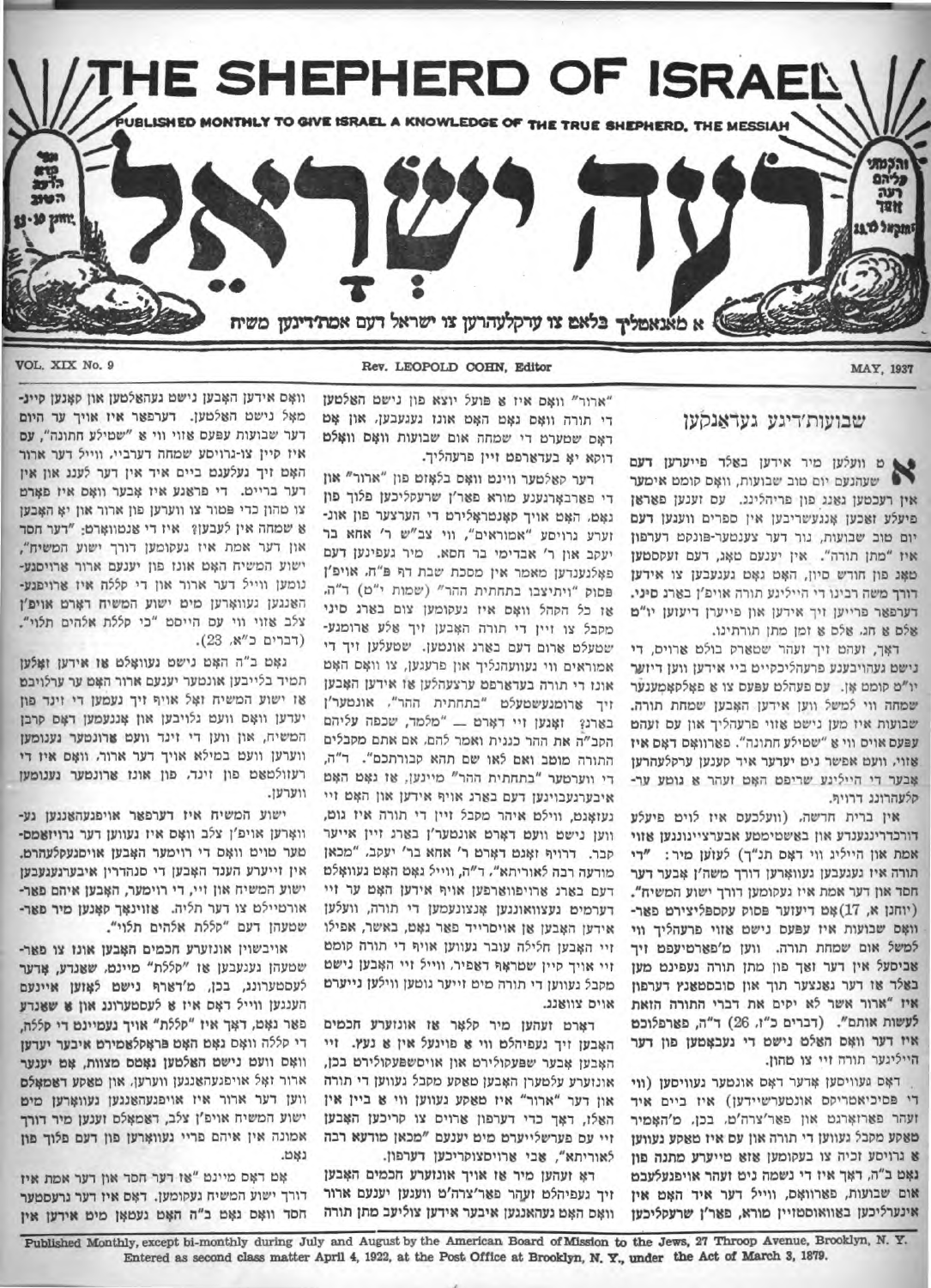# THE SHEPHERD OF ISRAEL

PUBLISHED MONTHLY TO GIVE ISRAEL A KNOWLEDGE OF THE TRUE SHEPHERD, THE MESSIAH

# רֹעֵה יִשְׂרָאֵל

א מאנאטליך בלאט צו ערקלעהרען צו ישראל דעם אמת׳דיגען משיח

VOL. XIX No. 9 — Rev. LEOPOLD COHN, Editor — MAY, 1937

## שבועות׳דיגע געדאנקען

אט וועלען מיר אידען באלד פייערען דעם שעהנעם יום טוב שבועות, וואס קומט אימער אין רעכטען גאנג פון פריהלינג. עס זענען פאראן פיעלע זאכען אנגעשריבען אין ספרים וועגען דעם יום טוב שבועות, נור דער צענטער-פונקט דערפון איז "מתן תורה". אין יענעם טאג, דעם זעקסטען טאג פון חודש סיון, האט גאט געגעבען צו אידען דורך משה רבינו די הייליגע תורה אויפ׳ן בארג סיני. דערפאר פרייען זיך אידען און פייערן דיעזען יו"ט אלס א חג, אלס א זמן מתן תורתינו.

דאך, זעהט זיך זעהר שטארק בולט ארויס, די נישט געהויבענע פרעהליכקייט ביי אידען ווען דיעזער יו"ט קומט אן. עס פעהלט עפעס צו א פאלקאמענער שמחה ווי למשל ווען אידען האבען שמחת תורה. שבועות איז מען נישט אזוי פרעהליך און זעהט עפעס אויס ווי א "שטילע חתונה". פארוואס דאס איז אזוי, וועט אפשר ניט יעדער איד קענען ערקלעהרען אבער די הייליגע שריפט האט זעהר א גוטע ערקלעהרונג דרויף.

אין ברית חדשה, (וועלכעס איז לויט פיעלע דורכדריינגענדע און באשטימטע איבערצייגונגען אזוי אמת און הייליג ווי דאס תנ"ך) לעזען מיר: "די תורה איז געגעבען געווארען דורך משה׳ן אבער דער חסד און דער אמת איז געקומען דורך ישוע המשיח". (יוחנן א, 17) אט דיעזער פסוק עקספליצירט פאר-וואס שבועות איז עפעס נישט אזוי פרעהליך ווי למשל אום שמחת תורה. ווען מ׳פארטיפט זיך אביסעל אין דער זאך פון מתן תורה געפינט מען באלד אז דער גאנצער תוך און סובסטאנץ דערפון איז "ארור אשר לא יקים את דברי התורה הזאת לעשות אותם". (דברים כ"ז, 26) ד"ה, פארפלוכט איז דער וואס האלט נישט די געבאטען פון דער הייליגער תורה זיי צו טהון.

דאס געוויסען אדער דאס אונטער געוויסען (ווי די פסיכאלאגיקער אונטערשיידען) איז ביים איד זעהר פאראנגט און פאר׳צרה׳ט, בכן, מ׳האט טאקע מקבל געווען די תורה און עס איז טאקע געווען א גרויסע זכיה צו בעקומען אזא טייערע מתנה פון גאט ב"ה, דאך איז די נשמה ניט זעהר אויפגעלעבט אום שבועות, פארוואס, ווייל דער איד האט אין אינערליכען באוואוסטזיין מורא, פאר׳ן שרעקליכען "ארור" וואס איז א פועל יוצא פון נישט האלטען די תורה וואס גאט האט אונז געגעבען, און אט דאס שטערט די שמחה אום שבועות און וואס וואלט דוקא יא בעדארפט זיין פרעהליך.

דער קאלטער ווינט וואס בלאזט פון "ארור" און די פארבארגענע מורא פאר׳ן שרעקליכען פלוך פון גאט, האט אויך קאנטראלירט די הערצער פון אונ-זערע גרויסע "אמוראים", ווי צב"ש ר׳ אחא בר יעקב און ר׳ אבדימי בר חסא. מיר געפינען דעם פאלגענדען מאמר אין מסכת שבת דף פ"ח, אויף׳ן פסוק "ויתיצבו בתחתית ההר" (שמות י"ט) ד"ה, אז כל הקהל וואס איז געקומען צום בארג סיני מקבל צו זיין די תורה האבען זיך אלע ארומגע-שטעלט ארום דעם בארג אונטען. שטעלען זיך די אמוראים ווי געוועהנליך און פרעגען, צו וואס האט אונז די תורה בעדארפט ערצעהלען אז אידען האבען זיך ארומגעשטעלט "בתחתית ההר". אונטער׳ן בארג? זאגען זיי דארט — "מלמד, שכפה עליהם הקב"ה את ההר כגיגית ואמר להם, אם אתם מקבלים התורה מוטב ואם לאו שם תהא קבורתכם". ד"ה, די ווערטער "בתחתית ההר" מיינען, אז גאט האט איבערגעקערט דעם בארג אויף אידען און האט זיי געזאגט, ווילט איהר מקבל זיין די תורה איז גוט, ווען נישט וועט דארט אונטער׳ן בארג זיין אייער קבר. דרויף זאגט דארט ר׳ אחא בר׳ יעקב, "מכאן מודעה רבה לאוריתא". ד"ה, ווייל גאט האט געוואלט דעם בארג ארויפווארפען אויף אידען האט ער זיי דערמיט געצוואונגען אנצונעמען די תורה, וועלען אידען האבען אן אויסרייד פאר גאט, באשר, אפילו זיי האבען חלילה עובר געווען אויף די תורה קומט זיי אויך נישט קיין שטראף דאפיר, ווייל זיי האבען נישט מקבל געווען די תורה מיט זייער גוטען ווילען נייערט אויס צוואנג.

דארט זעהען מיר קלאר אז אונזערע חכמים האבען זיך געפיהלט ווי א פויגעל אין א נעץ. זיי האבען אבער שפעקולירט און אויסשפעקולירט בכן, אונזערע עלטערן האבען טאקע מקבל געווען די תורה און דער "ארור" איז טאקע געווען ווי א ביין אין האלז, דאך כדי דערפון ארויס צו קריכען האבען זיי עס פערשלייערט מיט יענעם "מכאן מודעא רבה לאוריתא", אבי ארויסצוקריכען דערפון.

דא זעהען מיר אז אויך אונזערע חכמים האבען זיך געפיהלט זעהר פאר׳צרה׳ט וועגען יענעם ארור וואס האט געהאנגען איבער אידען צוליעב מתן תורה וואס אידען האבען נישט געהאלטען און קאנען קיינמאל נישט האלטען. דערפאר איז אויך עד היום דער שבועות עפעס אזוי ווי א "שטילע חתונה", עס איז קיין צו-גרויסע שמחה דערביי, ווייל דער ארור האט זיך געלעגט ביים איד אין דער לונג און אין דער ברוסט. די פראגע איז אבער וואס איז פארט צו טהון כדי פטור צו ווערען פון ארור און יא האבען א שמחה אין לעבען? איז די אנטווארט: "דער חסד און דער אמת איז געקומען דורך ישוע המשיח". ישוע המשיח האט אונז פון יענעם ארור ארויסגע-נומען ווייל דער ארור און די קללה איז ארויפגע-האנגען געווארען מיט ישוע המשיח דארט אויפ׳ן צלב אזוי ווי עס הייסט "כי קללת אלהים תלוי". (דברים כ"א, 23).

גאט ב"ה האט נישט געוואלט אז אידען זאלען תמיד בלייבען אונטער יענעם ארור האט ער ערלויבט אז ישוע המשיח זאל אויף זיך נעמען די זינד פון יעדען וואס וועט גלויבען און אננעמען דאס קרבן המשיח, און ווען די זינד וועט ארונטער גענומען ווערען וועט במילא אויך דער ארור, וואס איז די רעזולטאט פון זינד, פון אונז ארונטער גענומען ווערען.

ישוע המשיח איז דערפאר אופגעהאנגען גע-ווארען אויפ׳ן צלב וואס איז געווען דער גרויזאם-סטער טויט וואס די רוימער האבען אויסגעקלעהרט. אין זייערע הענד האבען די סנהדרין איבערגעגעבען ישוע המשיח און זיי, די רוימער, האבען איהם פאר-אורטיילט צו דער תליה. אזוינער קאנען מיר פאר-שטעהן דעם "קללת אלהים תלוי".

אויבשוין אונזערע חכמים האבען אונז צו פאר-שטעהן געגעבען אז "קללת" מיינט, שאנדע, ערער לעסטערונג, בכן, מ׳דארף נישט זאגען איינעם הענגען ווייל דאס איז א לעסטערונג און א שאנדע פאר גאט, דאך איז "קללה" אויך געמיינט די קללה, די קללה וואס גאט האט פראקלאמירט איבער יעדען וואס וועט נישט האלטען גאטס מצות, און יענער ארור זאל אויפגעהאנגען ווערען, און טאקע דאמאלס ווען דער ארור איז אויפגעהאנגען געווארען מיט ישוע המשיח אויפ׳ן צלב, דאמאלס זענען מיר דורך אמונה אין איהם פריי געווארען פון דעם פלוך פון גאט.

אט דאס מיינט "אז דער חסד און דער אמת איז דורך ישוע המשיח געקומען. דאס איז דער גרעסטער חסד וואס גאט ב"ה האט געטאן מיט אידען און

Published Monthly, except bi-monthly during July and August by the American Board of Mission to the Jews, 27 Throop Avenue, Brooklyn, N. Y. Entered as second class matter April 4, 1922, at the Post Office at Brooklyn, N. Y., under the Act of March 3, 1879.